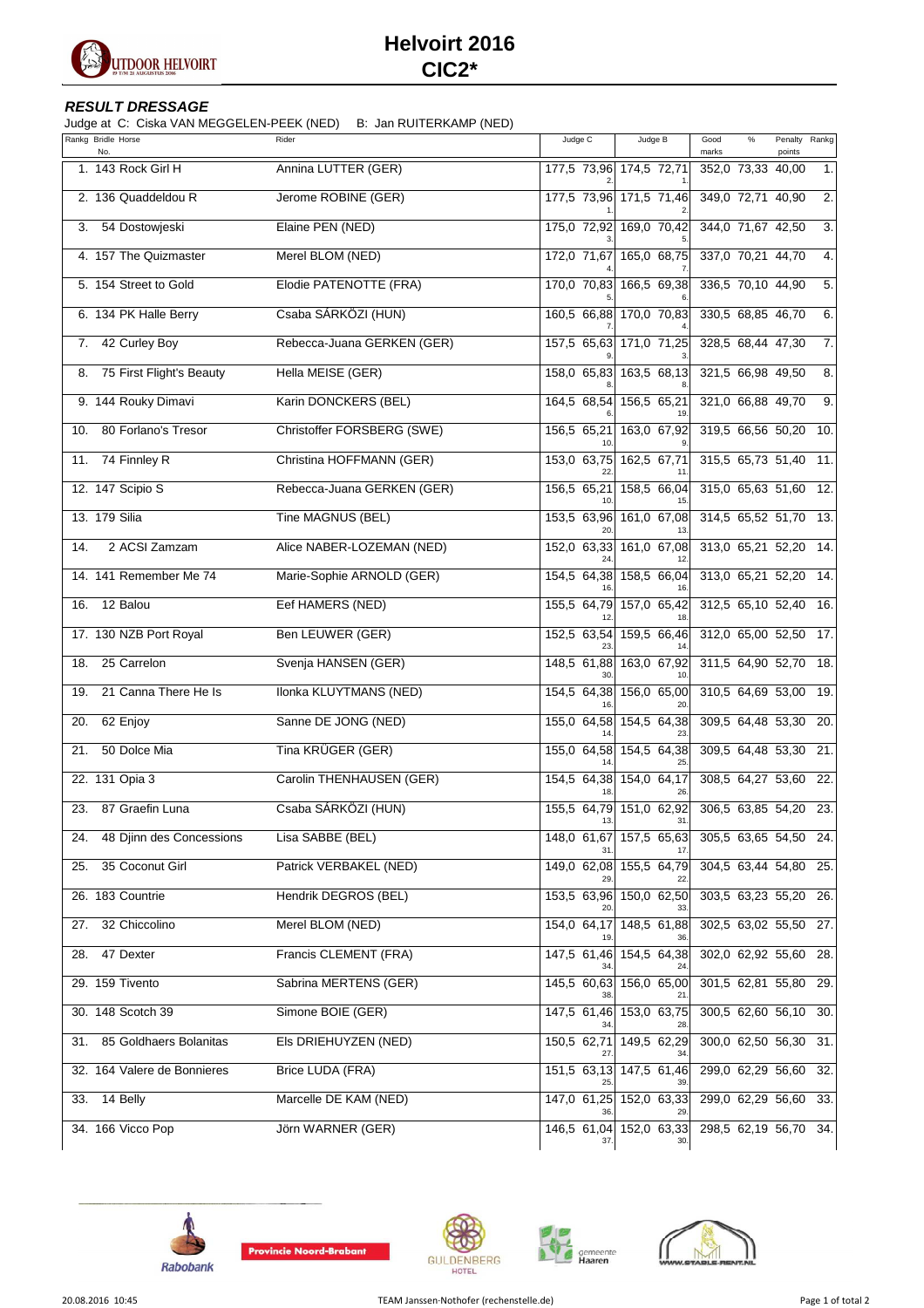# Helvoirt 2016
## CIC2*

***RESULT DRESSAGE***

Judge at C: Ciska VAN MEGGELEN-PEEK (NED) B: Jan RUITERKAMP (NED)

| Rankg | Bridle No. | Horse | Rider | Judge C | | Judge C Rank | Judge B | | Judge B Rank | Good marks | % | Penalty points | Rankg |
|---|---|---|---|---|---|---|---|---|---|---|---|---|---|
| 1. | 143 | Rock Girl H | Annina LUTTER (GER) | 177,5 | 73,96 | 2. | 174,5 | 72,71 | 1. | 352,0 | 73,33 | 40,00 | 1. |
| 2. | 136 | Quaddeldou R | Jerome ROBINE (GER) | 177,5 | 73,96 | 1. | 171,5 | 71,46 | 2. | 349,0 | 72,71 | 40,90 | 2. |
| 3. | 54 | Dostowjeski | Elaine PEN (NED) | 175,0 | 72,92 | 3. | 169,0 | 70,42 | 5. | 344,0 | 71,67 | 42,50 | 3. |
| 4. | 157 | The Quizmaster | Merel BLOM (NED) | 172,0 | 71,67 | 4. | 165,0 | 68,75 | 7. | 337,0 | 70,21 | 44,70 | 4. |
| 5. | 154 | Street to Gold | Elodie PATENOTTE (FRA) | 170,0 | 70,83 | 5. | 166,5 | 69,38 | 6. | 336,5 | 70,10 | 44,90 | 5. |
| 6. | 134 | PK Halle Berry | Csaba SÁRKÖZI (HUN) | 160,5 | 66,88 | 7. | 170,0 | 70,83 | 4. | 330,5 | 68,85 | 46,70 | 6. |
| 7. | 42 | Curley Boy | Rebecca-Juana GERKEN (GER) | 157,5 | 65,63 | 9. | 171,0 | 71,25 | 3. | 328,5 | 68,44 | 47,30 | 7. |
| 8. | 75 | First Flight's Beauty | Hella MEISE (GER) | 158,0 | 65,83 | 8. | 163,5 | 68,13 | 8. | 321,5 | 66,98 | 49,50 | 8. |
| 9. | 144 | Rouky Dimavi | Karin DONCKERS (BEL) | 164,5 | 68,54 | 6. | 156,5 | 65,21 | 19. | 321,0 | 66,88 | 49,70 | 9. |
| 10. | 80 | Forlano's Tresor | Christoffer FORSBERG (SWE) | 156,5 | 65,21 | 10. | 163,0 | 67,92 | 9. | 319,5 | 66,56 | 50,20 | 10. |
| 11. | 74 | Finnley R | Christina HOFFMANN (GER) | 153,0 | 63,75 | 22. | 162,5 | 67,71 | 11. | 315,5 | 65,73 | 51,40 | 11. |
| 12. | 147 | Scipio S | Rebecca-Juana GERKEN (GER) | 156,5 | 65,21 | 10. | 158,5 | 66,04 | 15. | 315,0 | 65,63 | 51,60 | 12. |
| 13. | 179 | Silia | Tine MAGNUS (BEL) | 153,5 | 63,96 | 20. | 161,0 | 67,08 | 13. | 314,5 | 65,52 | 51,70 | 13. |
| 14. | 2 | ACSI Zamzam | Alice NABER-LOZEMAN (NED) | 152,0 | 63,33 | 24. | 161,0 | 67,08 | 12. | 313,0 | 65,21 | 52,20 | 14. |
| 14. | 141 | Remember Me 74 | Marie-Sophie ARNOLD (GER) | 154,5 | 64,38 | 16. | 158,5 | 66,04 | 16. | 313,0 | 65,21 | 52,20 | 14. |
| 16. | 12 | Balou | Eef HAMERS (NED) | 155,5 | 64,79 | 12. | 157,0 | 65,42 | 18. | 312,5 | 65,10 | 52,40 | 16. |
| 17. | 130 | NZB Port Royal | Ben LEUWER (GER) | 152,5 | 63,54 | 23. | 159,5 | 66,46 | 14. | 312,0 | 65,00 | 52,50 | 17. |
| 18. | 25 | Carrelon | Svenja HANSEN (GER) | 148,5 | 61,88 | 30. | 163,0 | 67,92 | 10. | 311,5 | 64,90 | 52,70 | 18. |
| 19. | 21 | Canna There He Is | Ilonka KLUYTMANS (NED) | 154,5 | 64,38 | 16. | 156,0 | 65,00 | 20. | 310,5 | 64,69 | 53,00 | 19. |
| 20. | 62 | Enjoy | Sanne DE JONG (NED) | 155,0 | 64,58 | 14. | 154,5 | 64,38 | 23. | 309,5 | 64,48 | 53,30 | 20. |
| 21. | 50 | Dolce Mia | Tina KRÜGER (GER) | 155,0 | 64,58 | 14. | 154,5 | 64,38 | 25. | 309,5 | 64,48 | 53,30 | 21. |
| 22. | 131 | Opia 3 | Carolin THENHAUSEN (GER) | 154,5 | 64,38 | 18. | 154,0 | 64,17 | 26. | 308,5 | 64,27 | 53,60 | 22. |
| 23. | 87 | Graefin Luna | Csaba SÁRKÖZI (HUN) | 155,5 | 64,79 | 13. | 151,0 | 62,92 | 31. | 306,5 | 63,85 | 54,20 | 23. |
| 24. | 48 | Djinn des Concessions | Lisa SABBE (BEL) | 148,0 | 61,67 | 31. | 157,5 | 65,63 | 17. | 305,5 | 63,65 | 54,50 | 24. |
| 25. | 35 | Coconut Girl | Patrick VERBAKEL (NED) | 149,0 | 62,08 | 29. | 155,5 | 64,79 | 22. | 304,5 | 63,44 | 54,80 | 25. |
| 26. | 183 | Countrie | Hendrik DEGROS (BEL) | 153,5 | 63,96 | 20. | 150,0 | 62,50 | 33. | 303,5 | 63,23 | 55,20 | 26. |
| 27. | 32 | Chiccolino | Merel BLOM (NED) | 154,0 | 64,17 | 19. | 148,5 | 61,88 | 36. | 302,5 | 63,02 | 55,50 | 27. |
| 28. | 47 | Dexter | Francis CLEMENT (FRA) | 147,5 | 61,46 | 34. | 154,5 | 64,38 | 24. | 302,0 | 62,92 | 55,60 | 28. |
| 29. | 159 | Tivento | Sabrina MERTENS (GER) | 145,5 | 60,63 | 38. | 156,0 | 65,00 | 21. | 301,5 | 62,81 | 55,80 | 29. |
| 30. | 148 | Scotch 39 | Simone BOIE (GER) | 147,5 | 61,46 | 34. | 153,0 | 63,75 | 28. | 300,5 | 62,60 | 56,10 | 30. |
| 31. | 85 | Goldhaers Bolanitas | Els DRIEHUYZEN (NED) | 150,5 | 62,71 | 27. | 149,5 | 62,29 | 34. | 300,0 | 62,50 | 56,30 | 31. |
| 32. | 164 | Valere de Bonnieres | Brice LUDA (FRA) | 151,5 | 63,13 | 25. | 147,5 | 61,46 | 39. | 299,0 | 62,29 | 56,60 | 32. |
| 33. | 14 | Belly | Marcelle DE KAM (NED) | 147,0 | 61,25 | 36. | 152,0 | 63,33 | 29. | 299,0 | 62,29 | 56,60 | 33. |
| 34. | 166 | Vicco Pop | Jörn WARNER (GER) | 146,5 | 61,04 | 37. | 152,0 | 63,33 | 30. | 298,5 | 62,19 | 56,70 | 34. |

20.08.2016 10:45 TEAM Janssen-Nothofer (rechenstelle.de)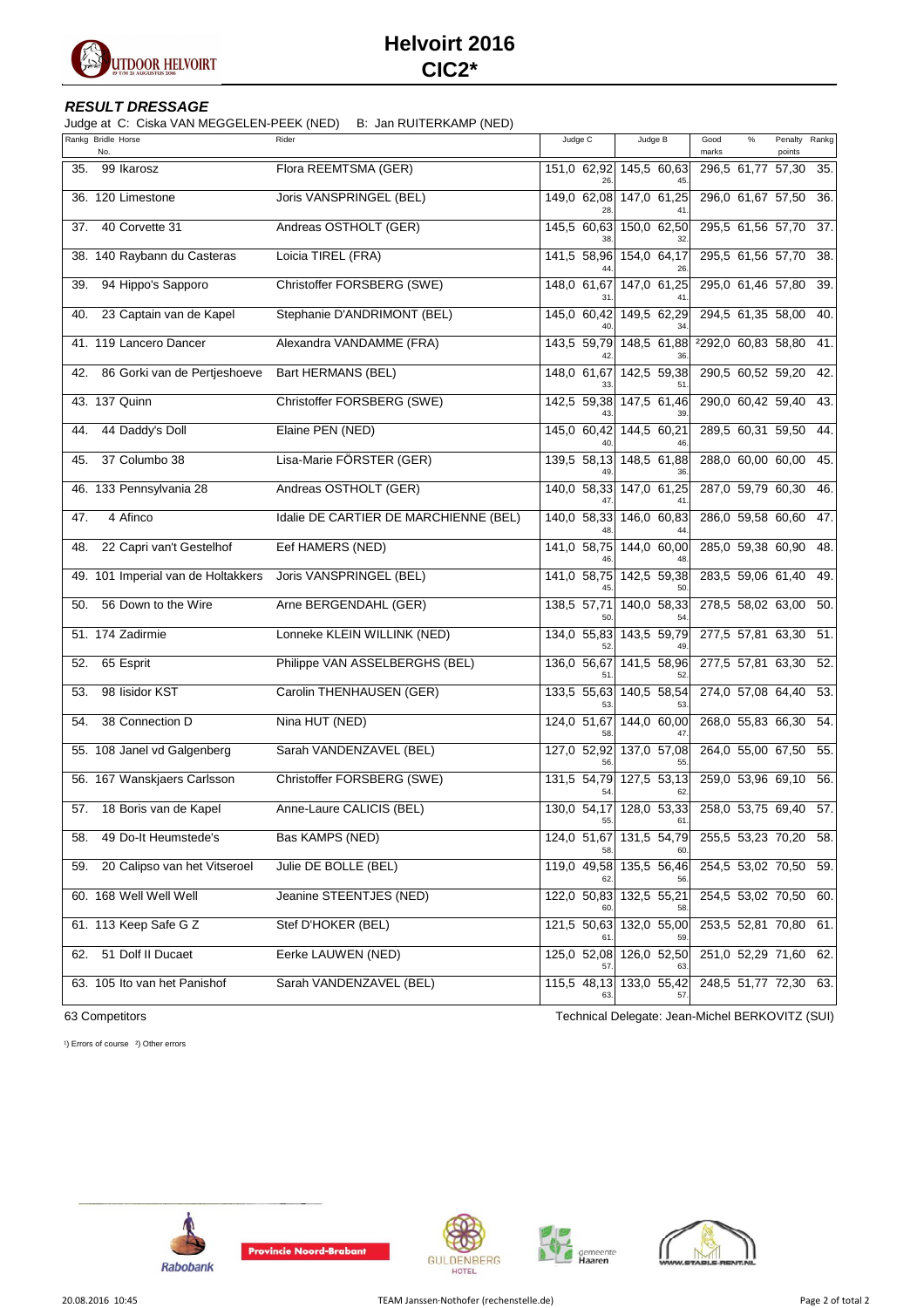# Helvoirt 2016
## CIC2*

### *RESULT DRESSAGE*

Judge at C: Ciska VAN MEGGELEN-PEEK (NED) B: Jan RUITERKAMP (NED)

| Rankg | Bridle No. | Horse | Rider | Judge C | | | Judge B | | | Good marks | % | Penalty points | Rankg |
|---|---|---|---|---|---|---|---|---|---|---|---|---|---|
| 35. | 99 | Ikarosz | Flora REEMTSMA (GER) | 151,0 | 62,92 | 26. | 145,5 | 60,63 | 45. | 296,5 | 61,77 | 57,30 | 35. |
| 36. | 120 | Limestone | Joris VANSPRINGEL (BEL) | 149,0 | 62,08 | 28. | 147,0 | 61,25 | 41. | 296,0 | 61,67 | 57,50 | 36. |
| 37. | 40 | Corvette 31 | Andreas OSTHOLT (GER) | 145,5 | 60,63 | 38. | 150,0 | 62,50 | 32. | 295,5 | 61,56 | 57,70 | 37. |
| 38. | 140 | Raybann du Casteras | Loicia TIREL (FRA) | 141,5 | 58,96 | 44. | 154,0 | 64,17 | 26. | 295,5 | 61,56 | 57,70 | 38. |
| 39. | 94 | Hippo's Sapporo | Christoffer FORSBERG (SWE) | 148,0 | 61,67 | 31. | 147,0 | 61,25 | 41. | 295,0 | 61,46 | 57,80 | 39. |
| 40. | 23 | Captain van de Kapel | Stephanie D'ANDRIMONT (BEL) | 145,0 | 60,42 | 40. | 149,5 | 62,29 | 34. | 294,5 | 61,35 | 58,00 | 40. |
| 41. | 119 | Lancero Dancer | Alexandra VANDAMME (FRA) | 143,5 | 59,79 | 42. | 148,5 | 61,88 | 36. | ²292,0 | 60,83 | 58,80 | 41. |
| 42. | 86 | Gorki van de Pertjeshoeve | Bart HERMANS (BEL) | 148,0 | 61,67 | 33. | 142,5 | 59,38 | 51. | 290,5 | 60,52 | 59,20 | 42. |
| 43. | 137 | Quinn | Christoffer FORSBERG (SWE) | 142,5 | 59,38 | 43. | 147,5 | 61,46 | 39. | 290,0 | 60,42 | 59,40 | 43. |
| 44. | 44 | Daddy's Doll | Elaine PEN (NED) | 145,0 | 60,42 | 40. | 144,5 | 60,21 | 46. | 289,5 | 60,31 | 59,50 | 44. |
| 45. | 37 | Columbo 38 | Lisa-Marie FÖRSTER (GER) | 139,5 | 58,13 | 49. | 148,5 | 61,88 | 36. | 288,0 | 60,00 | 60,00 | 45. |
| 46. | 133 | Pennsylvania 28 | Andreas OSTHOLT (GER) | 140,0 | 58,33 | 47. | 147,0 | 61,25 | 41. | 287,0 | 59,79 | 60,30 | 46. |
| 47. | 4 | Afinco | Idalie DE CARTIER DE MARCHIENNE (BEL) | 140,0 | 58,33 | 48. | 146,0 | 60,83 | 44. | 286,0 | 59,58 | 60,60 | 47. |
| 48. | 22 | Capri van't Gestelhof | Eef HAMERS (NED) | 141,0 | 58,75 | 46. | 144,0 | 60,00 | 48. | 285,0 | 59,38 | 60,90 | 48. |
| 49. | 101 | Imperial van de Holtakkers | Joris VANSPRINGEL (BEL) | 141,0 | 58,75 | 45. | 142,5 | 59,38 | 50. | 283,5 | 59,06 | 61,40 | 49. |
| 50. | 56 | Down to the Wire | Arne BERGENDAHL (GER) | 138,5 | 57,71 | 50. | 140,0 | 58,33 | 54. | 278,5 | 58,02 | 63,00 | 50. |
| 51. | 174 | Zadirmie | Lonneke KLEIN WILLINK (NED) | 134,0 | 55,83 | 52. | 143,5 | 59,79 | 49. | 277,5 | 57,81 | 63,30 | 51. |
| 52. | 65 | Esprit | Philippe VAN ASSELBERGHS (BEL) | 136,0 | 56,67 | 51. | 141,5 | 58,96 | 52. | 277,5 | 57,81 | 63,30 | 52. |
| 53. | 98 | Iisidor KST | Carolin THENHAUSEN (GER) | 133,5 | 55,63 | 53. | 140,5 | 58,54 | 53. | 274,0 | 57,08 | 64,40 | 53. |
| 54. | 38 | Connection D | Nina HUT (NED) | 124,0 | 51,67 | 58. | 144,0 | 60,00 | 47. | 268,0 | 55,83 | 66,30 | 54. |
| 55. | 108 | Janel vd Galgenberg | Sarah VANDENZAVEL (BEL) | 127,0 | 52,92 | 56. | 137,0 | 57,08 | 55. | 264,0 | 55,00 | 67,50 | 55. |
| 56. | 167 | Wanskjaers Carlsson | Christoffer FORSBERG (SWE) | 131,5 | 54,79 | 54. | 127,5 | 53,13 | 62. | 259,0 | 53,96 | 69,10 | 56. |
| 57. | 18 | Boris van de Kapel | Anne-Laure CALICIS (BEL) | 130,0 | 54,17 | 55. | 128,0 | 53,33 | 61. | 258,0 | 53,75 | 69,40 | 57. |
| 58. | 49 | Do-It Heumstede's | Bas KAMPS (NED) | 124,0 | 51,67 | 58. | 131,5 | 54,79 | 60. | 255,5 | 53,23 | 70,20 | 58. |
| 59. | 20 | Calipso van het Vitseroel | Julie DE BOLLE (BEL) | 119,0 | 49,58 | 62. | 135,5 | 56,46 | 56. | 254,5 | 53,02 | 70,50 | 59. |
| 60. | 168 | Well Well Well | Jeanine STEENTJES (NED) | 122,0 | 50,83 | 60. | 132,5 | 55,21 | 58. | 254,5 | 53,02 | 70,50 | 60. |
| 61. | 113 | Keep Safe G Z | Stef D'HOKER (BEL) | 121,5 | 50,63 | 61. | 132,0 | 55,00 | 59. | 253,5 | 52,81 | 70,80 | 61. |
| 62. | 51 | Dolf II Ducaet | Eerke LAUWEN (NED) | 125,0 | 52,08 | 57. | 126,0 | 52,50 | 63. | 251,0 | 52,29 | 71,60 | 62. |
| 63. | 105 | Ito van het Panishof | Sarah VANDENZAVEL (BEL) | 115,5 | 48,13 | 63. | 133,0 | 55,42 | 57. | 248,5 | 51,77 | 72,30 | 63. |

63 Competitors

Technical Delegate: Jean-Michel BERKOVITZ (SUI)

¹) Errors of course ²) Other errors

20.08.2016 10:45 TEAM Janssen-Nothofer (rechenstelle.de)